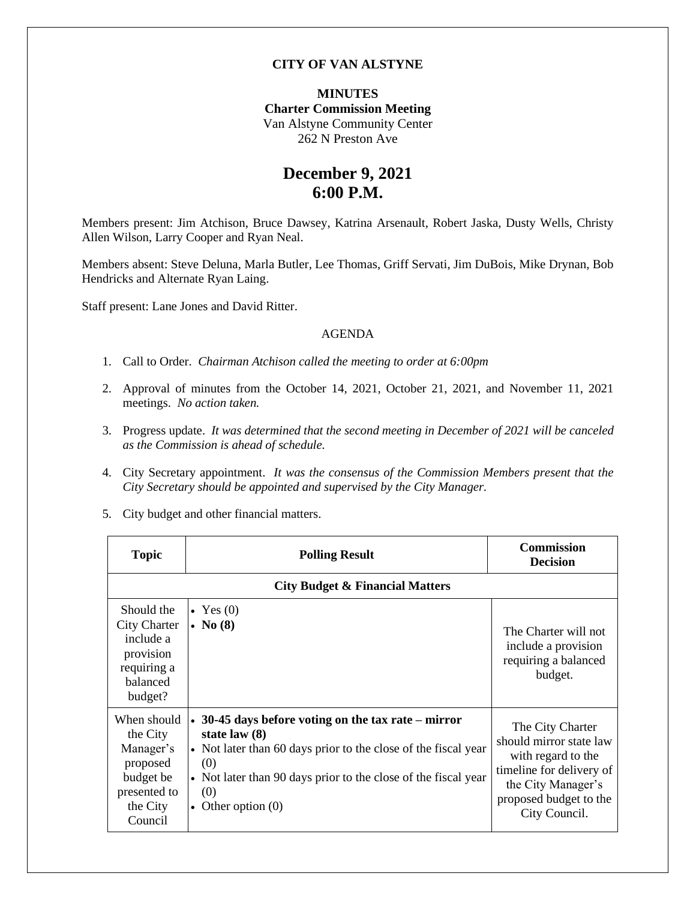**CITY OF VAN ALSTYNE**

**MINUTES**
**Charter Commission Meeting**
Van Alstyne Community Center
262 N Preston Ave

# December 9, 2021
# 6:00 P.M.

Members present: Jim Atchison, Bruce Dawsey, Katrina Arsenault, Robert Jaska, Dusty Wells, Christy Allen Wilson, Larry Cooper and Ryan Neal.

Members absent: Steve Deluna, Marla Butler, Lee Thomas, Griff Servati, Jim DuBois, Mike Drynan, Bob Hendricks and Alternate Ryan Laing.

Staff present: Lane Jones and David Ritter.

AGENDA

1. Call to Order. *Chairman Atchison called the meeting to order at 6:00pm*
2. Approval of minutes from the October 14, 2021, October 21, 2021, and November 11, 2021 meetings. *No action taken.*
3. Progress update. *It was determined that the second meeting in December of 2021 will be canceled as the Commission is ahead of schedule.*
4. City Secretary appointment. *It was the consensus of the Commission Members present that the City Secretary should be appointed and supervised by the City Manager.*
5. City budget and other financial matters.

| Topic | Polling Result | Commission Decision |
|---|---|---|
| **City Budget & Financial Matters** | | |
| Should the City Charter include a provision requiring a balanced budget? | • Yes (0)<br>• **No (8)** | The Charter will not include a provision requiring a balanced budget. |
| When should the City Manager's proposed budget be presented to the City Council | • **30-45 days before voting on the tax rate – mirror state law (8)**<br>• Not later than 60 days prior to the close of the fiscal year (0)<br>• Not later than 90 days prior to the close of the fiscal year (0)<br>• Other option (0) | The City Charter should mirror state law with regard to the timeline for delivery of the City Manager's proposed budget to the City Council. |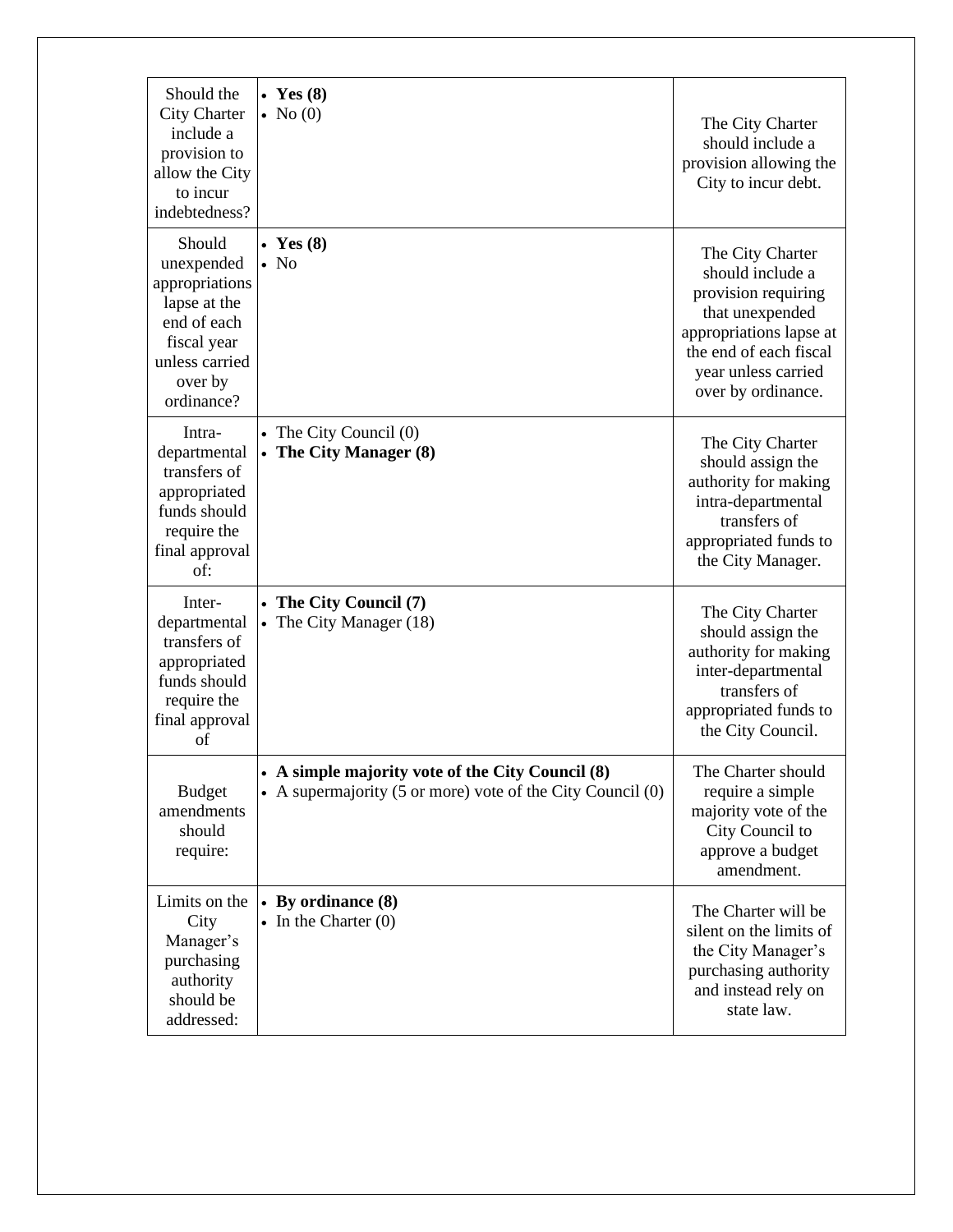| | | |
|---|---|---|
| Should the City Charter include a provision to allow the City to incur indebtedness? | • **Yes (8)**<br>• No (0) | The City Charter should include a provision allowing the City to incur debt. |
| Should unexpended appropriations lapse at the end of each fiscal year unless carried over by ordinance? | • **Yes (8)**<br>• No | The City Charter should include a provision requiring that unexpended appropriations lapse at the end of each fiscal year unless carried over by ordinance. |
| Intra-departmental transfers of appropriated funds should require the final approval of: | • The City Council (0)<br>• **The City Manager (8)** | The City Charter should assign the authority for making intra-departmental transfers of appropriated funds to the City Manager. |
| Inter-departmental transfers of appropriated funds should require the final approval of | • **The City Council (7)**<br>• The City Manager (18) | The City Charter should assign the authority for making inter-departmental transfers of appropriated funds to the City Council. |
| Budget amendments should require: | • **A simple majority vote of the City Council (8)**<br>• A supermajority (5 or more) vote of the City Council (0) | The Charter should require a simple majority vote of the City Council to approve a budget amendment. |
| Limits on the City Manager's purchasing authority should be addressed: | • **By ordinance (8)**<br>• In the Charter (0) | The Charter will be silent on the limits of the City Manager's purchasing authority and instead rely on state law. |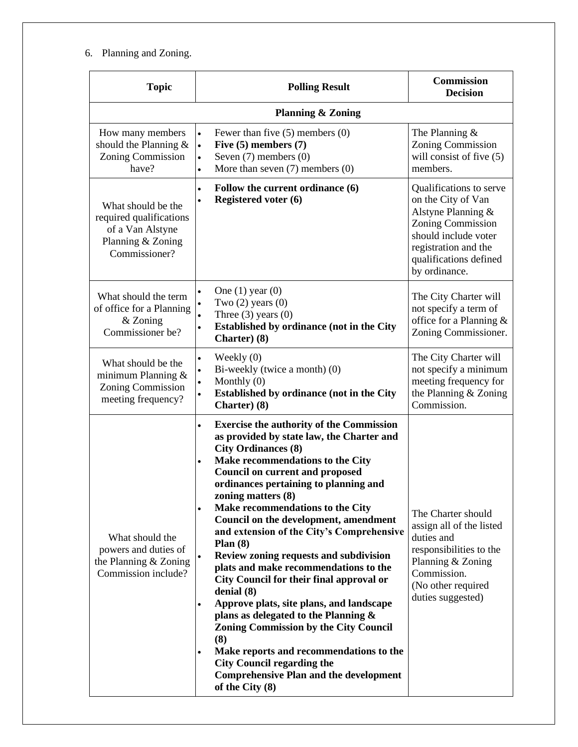6. Planning and Zoning.

| Topic | Polling Result | Commission Decision |
|---|---|---|
| **Planning & Zoning** | | |
| How many members should the Planning & Zoning Commission have? | • Fewer than five (5) members (0)<br>• **Five (5) members (7)**<br>• Seven (7) members (0)<br>• More than seven (7) members (0) | The Planning & Zoning Commission will consist of five (5) members. |
| What should be the required qualifications of a Van Alstyne Planning & Zoning Commissioner? | • **Follow the current ordinance (6)**<br>• **Registered voter (6)** | Qualifications to serve on the City of Van Alstyne Planning & Zoning Commission should include voter registration and the qualifications defined by ordinance. |
| What should the term of office for a Planning & Zoning Commissioner be? | • One (1) year (0)<br>• Two (2) years (0)<br>• Three (3) years (0)<br>• **Established by ordinance (not in the City Charter) (8)** | The City Charter will not specify a term of office for a Planning & Zoning Commissioner. |
| What should be the minimum Planning & Zoning Commission meeting frequency? | • Weekly (0)<br>• Bi-weekly (twice a month) (0)<br>• Monthly (0)<br>• **Established by ordinance (not in the City Charter) (8)** | The City Charter will not specify a minimum meeting frequency for the Planning & Zoning Commission. |
| What should the powers and duties of the Planning & Zoning Commission include? | • **Exercise the authority of the Commission as provided by state law, the Charter and City Ordinances (8)**<br>• **Make recommendations to the City Council on current and proposed ordinances pertaining to planning and zoning matters (8)**<br>• **Make recommendations to the City Council on the development, amendment and extension of the City's Comprehensive Plan (8)**<br>• **Review zoning requests and subdivision plats and make recommendations to the City Council for their final approval or denial (8)**<br>• **Approve plats, site plans, and landscape plans as delegated to the Planning & Zoning Commission by the City Council (8)**<br>• **Make reports and recommendations to the City Council regarding the Comprehensive Plan and the development of the City (8)** | The Charter should assign all of the listed duties and responsibilities to the Planning & Zoning Commission.<br>(No other required duties suggested) |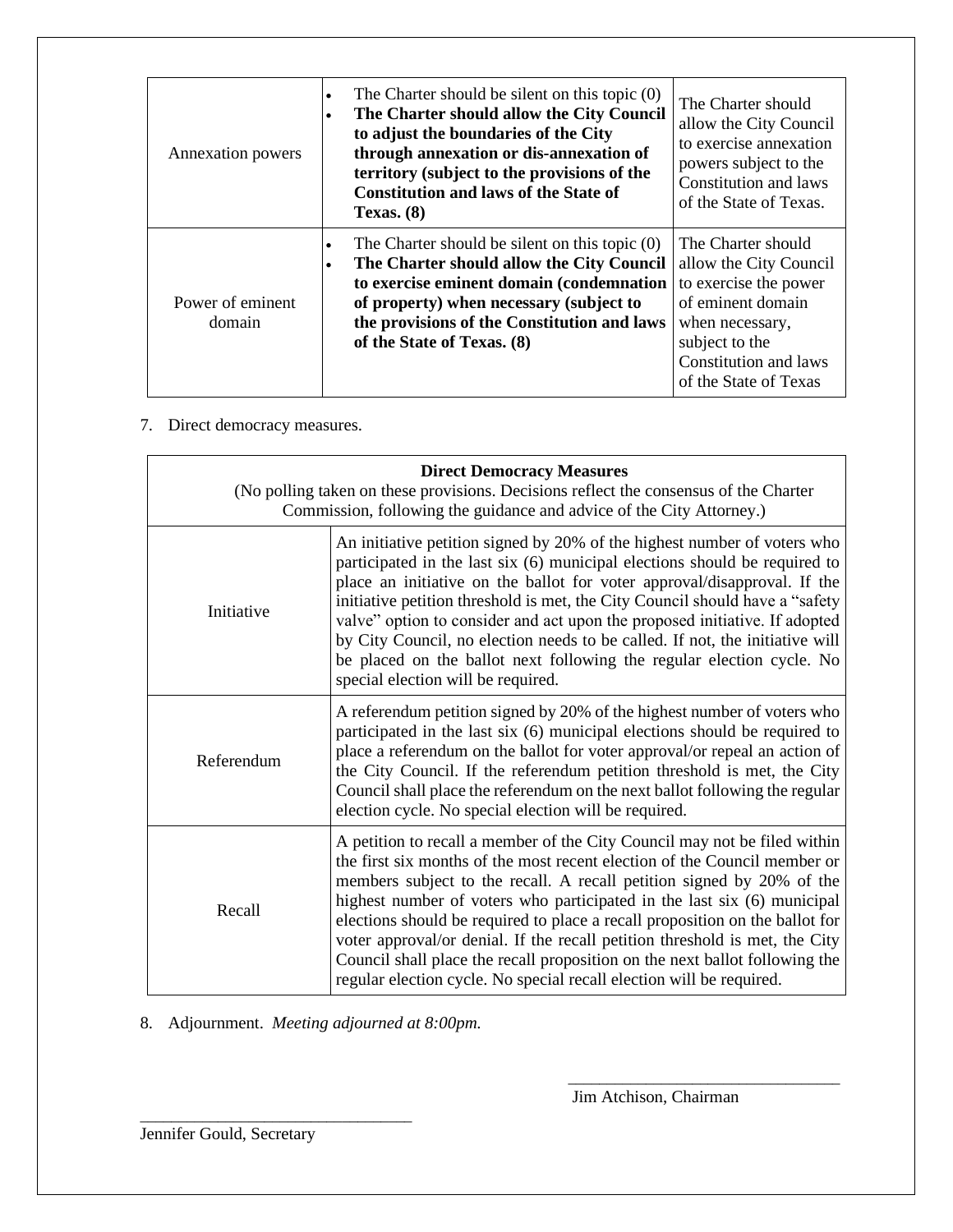| | | |
|---|---|---|
| Annexation powers | • The Charter should be silent on this topic (0)<br>• **The Charter should allow the City Council to adjust the boundaries of the City through annexation or dis-annexation of territory (subject to the provisions of the Constitution and laws of the State of Texas. (8)** | The Charter should allow the City Council to exercise annexation powers subject to the Constitution and laws of the State of Texas. |
| Power of eminent domain | • The Charter should be silent on this topic (0)<br>• **The Charter should allow the City Council to exercise eminent domain (condemnation of property) when necessary (subject to the provisions of the Constitution and laws of the State of Texas. (8)** | The Charter should allow the City Council to exercise the power of eminent domain when necessary, subject to the Constitution and laws of the State of Texas |

7. Direct democracy measures.

| **Direct Democracy Measures**<br>(No polling taken on these provisions. Decisions reflect the consensus of the Charter Commission, following the guidance and advice of the City Attorney.) | |
|---|---|
| Initiative | An initiative petition signed by 20% of the highest number of voters who participated in the last six (6) municipal elections should be required to place an initiative on the ballot for voter approval/disapproval. If the initiative petition threshold is met, the City Council should have a "safety valve" option to consider and act upon the proposed initiative. If adopted by City Council, no election needs to be called. If not, the initiative will be placed on the ballot next following the regular election cycle. No special election will be required. |
| Referendum | A referendum petition signed by 20% of the highest number of voters who participated in the last six (6) municipal elections should be required to place a referendum on the ballot for voter approval/or repeal an action of the City Council. If the referendum petition threshold is met, the City Council shall place the referendum on the next ballot following the regular election cycle. No special election will be required. |
| Recall | A petition to recall a member of the City Council may not be filed within the first six months of the most recent election of the Council member or members subject to the recall. A recall petition signed by 20% of the highest number of voters who participated in the last six (6) municipal elections should be required to place a recall proposition on the ballot for voter approval/or denial. If the recall petition threshold is met, the City Council shall place the recall proposition on the next ballot following the regular election cycle. No special recall election will be required. |

8. Adjournment. *Meeting adjourned at 8:00pm.*

\_\_\_\_\_\_\_\_\_\_\_\_\_\_\_\_\_\_\_\_\_\_\_\_\_\_\_\_\_\_\_\_
Jim Atchison, Chairman

\_\_\_\_\_\_\_\_\_\_\_\_\_\_\_\_\_\_\_\_\_\_\_\_\_\_\_\_\_\_\_\_
Jennifer Gould, Secretary